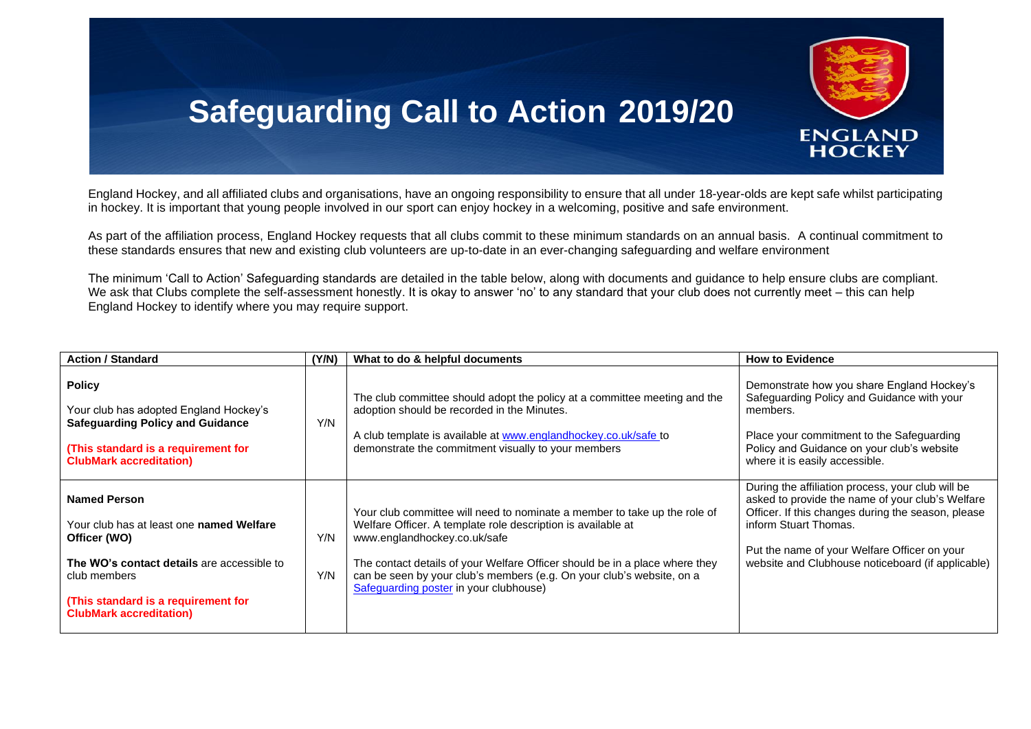# Safeguarding Call to Action 2019/20

England Hockey, and all affiliated clubs and organisations, have an ongoing responsibility to ensure that all under 18-year-olds are kept safe whilst participating in hockey. It is important that young people involved in our sport can enjoy hockey in a welcoming, positive and safe environment.

As part of the affiliation process, England Hockey requests that all clubs commit to these minimum standards on an annual basis. A continual commitment to these standards ensures that new and existing club volunteers are up-to-date in an ever-changing safeguarding and welfare environment

The minimum 'Call to Action' Safeguarding standards are detailed in the table below, along with documents and guidance to help ensure clubs are compliant. We ask that Clubs complete the self-assessment honestly. It is okay to answer 'no' to any standard that your club does not currently meet – this can help England Hockey to identify where you may require support.

| Action / Standard | (Y/N) | What to do & helpful documents | How to Evidence |
|---|---|---|---|
| **Policy**<br><br>Your club has adopted England Hockey's **Safeguarding Policy and Guidance**<br><br>**(This standard is a requirement for ClubMark accreditation)** | Y/N | The club committee should adopt the policy at a committee meeting and the adoption should be recorded in the Minutes.<br><br>A club template is available at www.englandhockey.co.uk/safe to demonstrate the commitment visually to your members | Demonstrate how you share England Hockey's Safeguarding Policy and Guidance with your members.<br><br>Place your commitment to the Safeguarding Policy and Guidance on your club's website where it is easily accessible. |
| **Named Person**<br><br>Your club has at least one **named Welfare Officer (WO)**<br><br>**The WO's contact details** are accessible to club members<br><br>**(This standard is a requirement for ClubMark accreditation)** | Y/N<br><br>Y/N | Your club committee will need to nominate a member to take up the role of Welfare Officer. A template role description is available at www.englandhockey.co.uk/safe<br><br>The contact details of your Welfare Officer should be in a place where they can be seen by your club's members (e.g. On your club's website, on a Safeguarding poster in your clubhouse) | During the affiliation process, your club will be asked to provide the name of your club's Welfare Officer. If this changes during the season, please inform Stuart Thomas.<br><br>Put the name of your Welfare Officer on your website and Clubhouse noticeboard (if applicable) |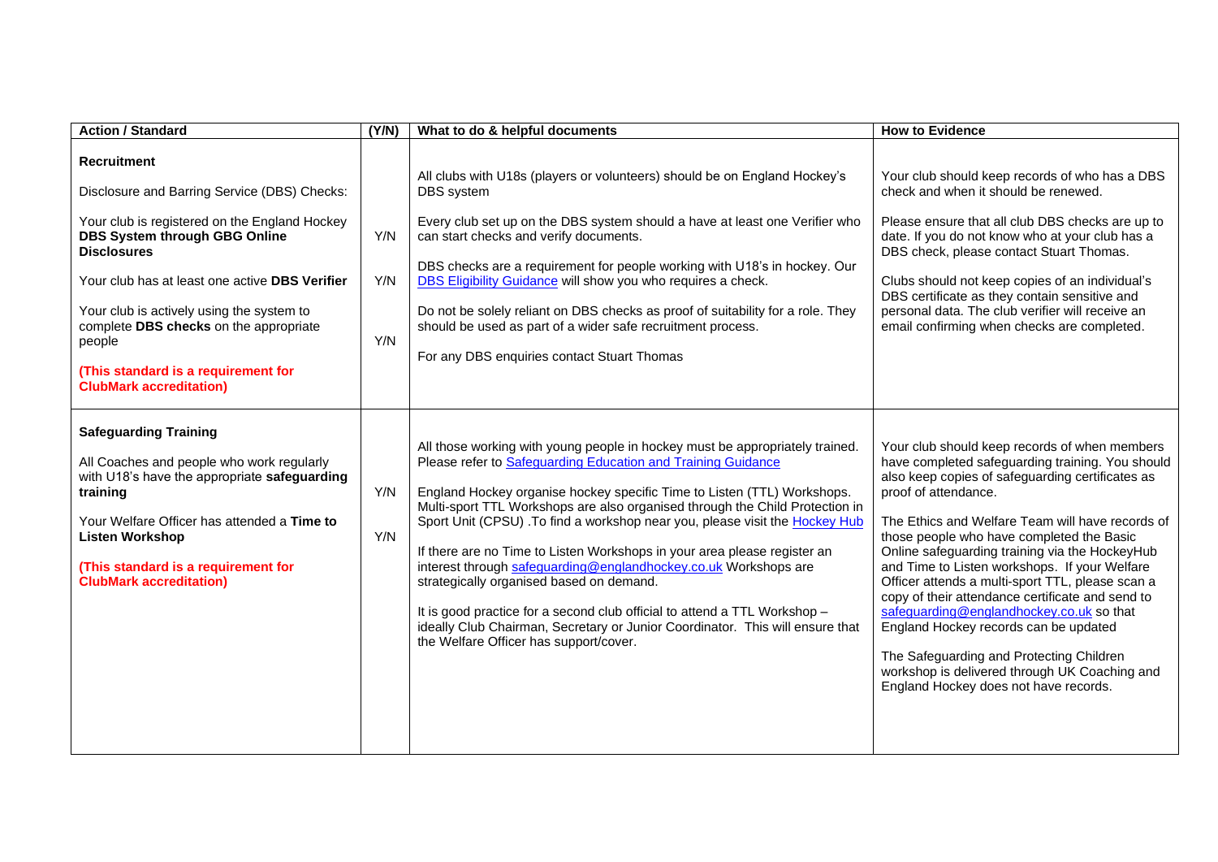| Action / Standard | (Y/N) | What to do & helpful documents | How to Evidence |
|---|---|---|---|
| **Recruitment**<br><br>Disclosure and Barring Service (DBS) Checks:<br><br>Your club is registered on the England Hockey **DBS System through GBG Online Disclosures**<br><br>Your club has at least one active **DBS Verifier**<br><br>Your club is actively using the system to complete **DBS checks** on the appropriate people<br><br>**(This standard is a requirement for ClubMark accreditation)** | <br><br><br><br>Y/N<br><br>Y/N<br><br>Y/N | All clubs with U18s (players or volunteers) should be on England Hockey's DBS system<br><br>Every club set up on the DBS system should a have at least one Verifier who can start checks and verify documents.<br><br>DBS checks are a requirement for people working with U18's in hockey. Our DBS Eligibility Guidance will show you who requires a check.<br><br>Do not be solely reliant on DBS checks as proof of suitability for a role. They should be used as part of a wider safe recruitment process.<br><br>For any DBS enquiries contact Stuart Thomas | Your club should keep records of who has a DBS check and when it should be renewed.<br><br>Please ensure that all club DBS checks are up to date. If you do not know who at your club has a DBS check, please contact Stuart Thomas.<br><br>Clubs should not keep copies of an individual's DBS certificate as they contain sensitive and personal data. The club verifier will receive an email confirming when checks are completed. |
| **Safeguarding Training**<br><br>All Coaches and people who work regularly with U18's have the appropriate **safeguarding training**<br><br>Your Welfare Officer has attended a **Time to Listen Workshop**<br><br>**(This standard is a requirement for ClubMark accreditation)** | <br><br>Y/N<br><br>Y/N | All those working with young people in hockey must be appropriately trained. Please refer to Safeguarding Education and Training Guidance<br><br>England Hockey organise hockey specific Time to Listen (TTL) Workshops. Multi-sport TTL Workshops are also organised through the Child Protection in Sport Unit (CPSU) .To find a workshop near you, please visit the Hockey Hub<br><br>If there are no Time to Listen Workshops in your area please register an interest through safeguarding@englandhockey.co.uk Workshops are strategically organised based on demand.<br><br>It is good practice for a second club official to attend a TTL Workshop – ideally Club Chairman, Secretary or Junior Coordinator. This will ensure that the Welfare Officer has support/cover. | Your club should keep records of when members have completed safeguarding training. You should also keep copies of safeguarding certificates as proof of attendance.<br><br>The Ethics and Welfare Team will have records of those people who have completed the Basic Online safeguarding training via the HockeyHub and Time to Listen workshops. If your Welfare Officer attends a multi-sport TTL, please scan a copy of their attendance certificate and send to safeguarding@englandhockey.co.uk so that England Hockey records can be updated<br><br>The Safeguarding and Protecting Children workshop is delivered through UK Coaching and England Hockey does not have records. |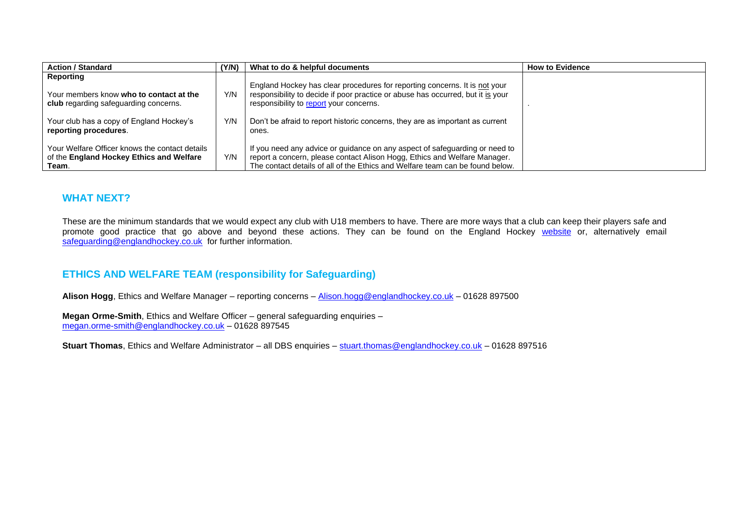| Action / Standard | (Y/N) | What to do & helpful documents | How to Evidence |
| --- | --- | --- | --- |
| **Reporting** | | | |
| Your members know **who to contact at the club** regarding safeguarding concerns. | Y/N | England Hockey has clear procedures for reporting concerns. It is not your responsibility to decide if poor practice or abuse has occurred, but it is your responsibility to report your concerns. | . |
| Your club has a copy of England Hockey's **reporting procedures**. | Y/N | Don't be afraid to report historic concerns, they are as important as current ones. | |
| Your Welfare Officer knows the contact details of the **England Hockey Ethics and Welfare Team**. | Y/N | If you need any advice or guidance on any aspect of safeguarding or need to report a concern, please contact Alison Hogg, Ethics and Welfare Manager. The contact details of all of the Ethics and Welfare team can be found below. | |

## WHAT NEXT?

These are the minimum standards that we would expect any club with U18 members to have. There are more ways that a club can keep their players safe and promote good practice that go above and beyond these actions. They can be found on the England Hockey website or, alternatively email safeguarding@englandhockey.co.uk for further information.

## ETHICS AND WELFARE TEAM (responsibility for Safeguarding)

**Alison Hogg**, Ethics and Welfare Manager – reporting concerns – Alison.hogg@englandhockey.co.uk – 01628 897500

**Megan Orme-Smith**, Ethics and Welfare Officer – general safeguarding enquiries – megan.orme-smith@englandhockey.co.uk – 01628 897545

**Stuart Thomas**, Ethics and Welfare Administrator – all DBS enquiries – stuart.thomas@englandhockey.co.uk – 01628 897516